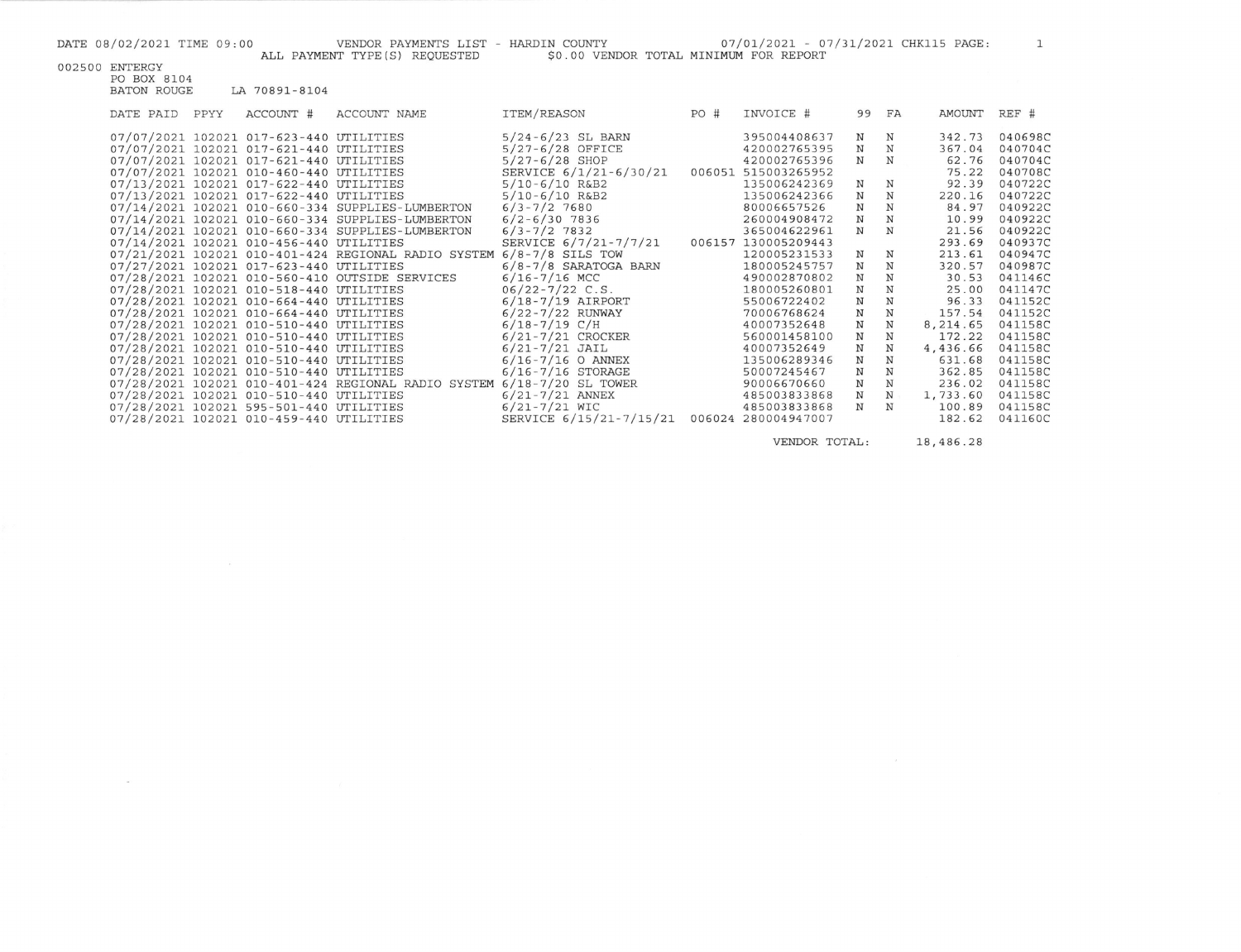DATE 08/02/2021 TIME 09:00 VENDOR PAYMENTS LIST - HARDIN COUNTY 07/01/2021 - 07/31/2021 CHK115 PAGE: 1

ALL PAYMENT TYPE(S) REQUESTED $0.00 VENDOR TOTAL MINIMUM FOR REPORT

002500 ENTERGY
PO BOX 8104
BATON ROUGE LA 70891-8104

| DATE PAID | PPYY | ACCOUNT # | ACCOUNT NAME | ITEM/REASON | PO # | INVOICE # | 99 | FA | AMOUNT | REF # |
|---|---|---|---|---|---|---|---|---|---|---|
| 07/07/2021 | 102021 | 017-623-440 | UTILITIES | 5/24-6/23 SL BARN | | 395004408637 | N | N | 342.73 | 040698C |
| 07/07/2021 | 102021 | 017-621-440 | UTILITIES | 5/27-6/28 OFFICE | | 420002765395 | N | N | 367.04 | 040704C |
| 07/07/2021 | 102021 | 017-621-440 | UTILITIES | 5/27-6/28 SHOP | | 420002765396 | N | N | 62.76 | 040704C |
| 07/07/2021 | 102021 | 010-460-440 | UTILITIES | SERVICE 6/1/21-6/30/21 | 006051 | 515003265952 | | | 75.22 | 040708C |
| 07/13/2021 | 102021 | 017-622-440 | UTILITIES | 5/10-6/10 R&B2 | | 135006242369 | N | N | 92.39 | 040722C |
| 07/13/2021 | 102021 | 017-622-440 | UTILITIES | 5/10-6/10 R&B2 | | 135006242366 | N | N | 220.16 | 040722C |
| 07/14/2021 | 102021 | 010-660-334 | SUPPLIES-LUMBERTON | 6/3-7/2 7680 | | 80006657526 | N | N | 84.97 | 040922C |
| 07/14/2021 | 102021 | 010-660-334 | SUPPLIES-LUMBERTON | 6/2-6/30 7836 | | 260004908472 | N | N | 10.99 | 040922C |
| 07/14/2021 | 102021 | 010-660-334 | SUPPLIES-LUMBERTON | 6/3-7/2 7832 | | 365004622961 | N | N | 21.56 | 040922C |
| 07/14/2021 | 102021 | 010-456-440 | UTILITIES | SERVICE 6/7/21-7/7/21 | 006157 | 130005209443 | | | 293.69 | 040937C |
| 07/21/2021 | 102021 | 010-401-424 | REGIONAL RADIO SYSTEM | 6/8-7/8 SILS TOW | | 120005231533 | N | N | 213.61 | 040947C |
| 07/27/2021 | 102021 | 017-623-440 | UTILITIES | 6/8-7/8 SARATOGA BARN | | 180005245757 | N | N | 320.57 | 040987C |
| 07/28/2021 | 102021 | 010-560-410 | OUTSIDE SERVICES | 6/16-7/16 MCC | | 490002870802 | N | N | 30.53 | 041146C |
| 07/28/2021 | 102021 | 010-518-440 | UTILITIES | 06/22-7/22 C.S. | | 180005260801 | N | N | 25.00 | 041147C |
| 07/28/2021 | 102021 | 010-664-440 | UTILITIES | 6/18-7/19 AIRPORT | | 55006722402 | N | N | 96.33 | 041152C |
| 07/28/2021 | 102021 | 010-664-440 | UTILITIES | 6/22-7/22 RUNWAY | | 70006768624 | N | N | 157.54 | 041152C |
| 07/28/2021 | 102021 | 010-510-440 | UTILITIES | 6/18-7/19 C/H | | 40007352648 | N | N | 8,214.65 | 041158C |
| 07/28/2021 | 102021 | 010-510-440 | UTILITIES | 6/21-7/21 CROCKER | | 560001458100 | N | N | 172.22 | 041158C |
| 07/28/2021 | 102021 | 010-510-440 | UTILITIES | 6/21-7/21 JAIL | | 40007352649 | N | N | 4,436.66 | 041158C |
| 07/28/2021 | 102021 | 010-510-440 | UTILITIES | 6/16-7/16 O ANNEX | | 135006289346 | N | N | 631.68 | 041158C |
| 07/28/2021 | 102021 | 010-510-440 | UTILITIES | 6/16-7/16 STORAGE | | 50007245467 | N | N | 362.85 | 041158C |
| 07/28/2021 | 102021 | 010-401-424 | REGIONAL RADIO SYSTEM | 6/18-7/20 SL TOWER | | 90006670660 | N | N | 236.02 | 041158C |
| 07/28/2021 | 102021 | 010-510-440 | UTILITIES | 6/21-7/21 ANNEX | | 485003833868 | N | N | 1,733.60 | 041158C |
| 07/28/2021 | 102021 | 595-501-440 | UTILITIES | 6/21-7/21 WIC | | 485003833868 | N | N | 100.89 | 041158C |
| 07/28/2021 | 102021 | 010-459-440 | UTILITIES | SERVICE 6/15/21-7/15/21 | 006024 | 280004947007 | | | 182.62 | 041160C |

VENDOR TOTAL: 18,486.28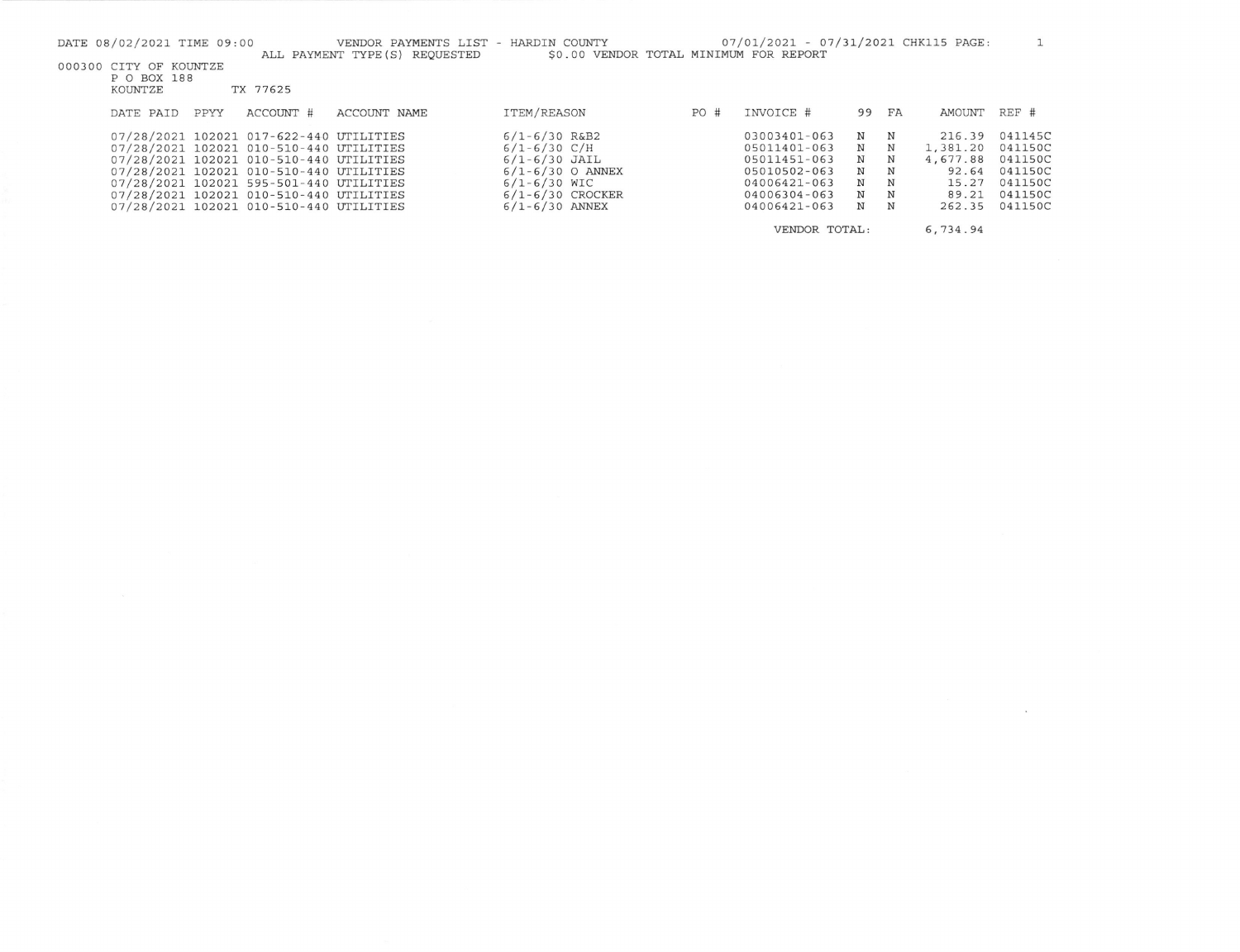DATE 08/02/2021 TIME 09:00 VENDOR PAYMENTS LIST - HARDIN COUNTY 07/01/2021 - 07/31/2021 CHK115 PAGE: 1

ALL PAYMENT TYPE(S) REQUESTED $0.00 VENDOR TOTAL MINIMUM FOR REPORT

000300 CITY OF KOUNTZE
P O BOX 188
KOUNTZE TX 77625

| DATE PAID | PPYY | ACCOUNT # | ACCOUNT NAME | ITEM/REASON | PO # | INVOICE # | 99 | FA | AMOUNT | REF # |
|---|---|---|---|---|---|---|---|---|---|---|
| 07/28/2021 | 102021 | 017-622-440 | UTILITIES | 6/1-6/30 R&B2 | | 03003401-063 | N | N | 216.39 | 041145C |
| 07/28/2021 | 102021 | 010-510-440 | UTILITIES | 6/1-6/30 C/H | | 05011401-063 | N | N | 1,381.20 | 041150C |
| 07/28/2021 | 102021 | 010-510-440 | UTILITIES | 6/1-6/30 JAIL | | 05011451-063 | N | N | 4,677.88 | 041150C |
| 07/28/2021 | 102021 | 010-510-440 | UTILITIES | 6/1-6/30 O ANNEX | | 05010502-063 | N | N | 92.64 | 041150C |
| 07/28/2021 | 102021 | 595-501-440 | UTILITIES | 6/1-6/30 WIC | | 04006421-063 | N | N | 15.27 | 041150C |
| 07/28/2021 | 102021 | 010-510-440 | UTILITIES | 6/1-6/30 CROCKER | | 04006304-063 | N | N | 89.21 | 041150C |
| 07/28/2021 | 102021 | 010-510-440 | UTILITIES | 6/1-6/30 ANNEX | | 04006421-063 | N | N | 262.35 | 041150C |
| | | | | | | VENDOR TOTAL: | | | 6,734.94 | |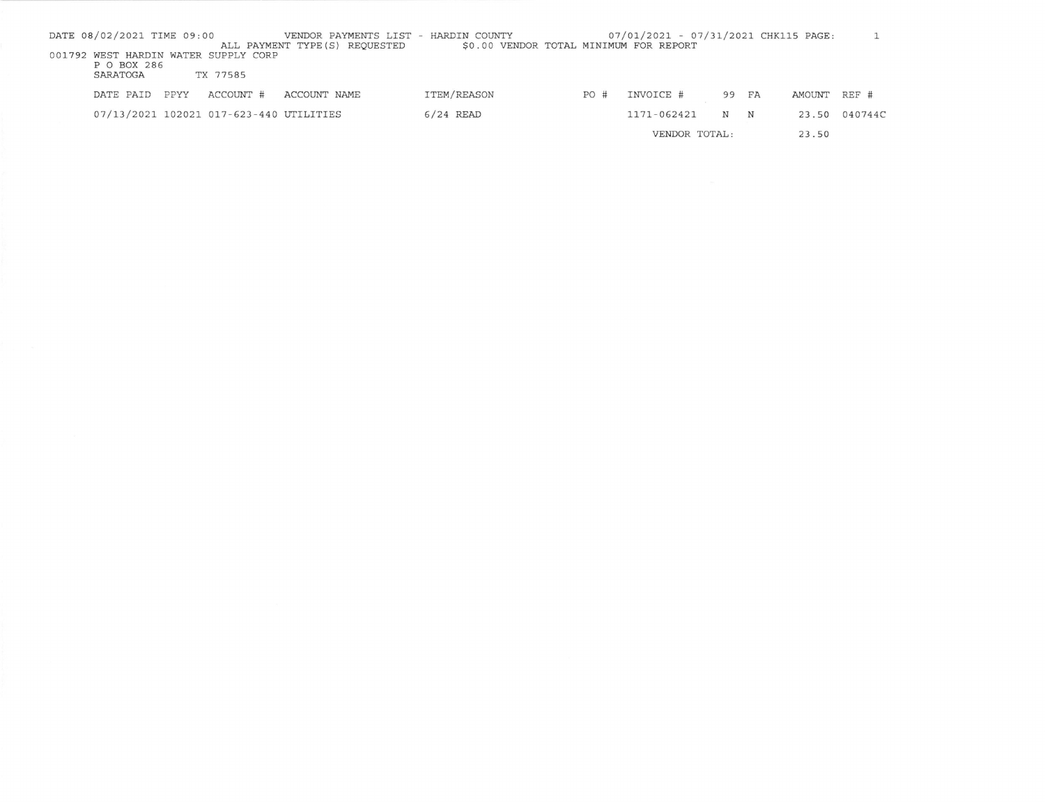DATE 08/02/2021 TIME 09:00 VENDOR PAYMENTS LIST - HARDIN COUNTY 07/01/2021 - 07/31/2021 CHK115 PAGE: 1

ALL PAYMENT TYPE(S) REQUESTED $0.00 VENDOR TOTAL MINIMUM FOR REPORT

001792 WEST HARDIN WATER SUPPLY CORP
P O BOX 286
SARATOGA TX 77585

| DATE PAID | PPYY | ACCOUNT # | ACCOUNT NAME | ITEM/REASON | PO # | INVOICE # | 99 | FA | AMOUNT | REF # |
|---|---|---|---|---|---|---|---|---|---|---|
| 07/13/2021 | 102021 | 017-623-440 | UTILITIES | 6/24 READ | | 1171-062421 | N | N | 23.50 | 040744C |
| | | | | | | VENDOR TOTAL: | | | 23.50 | |